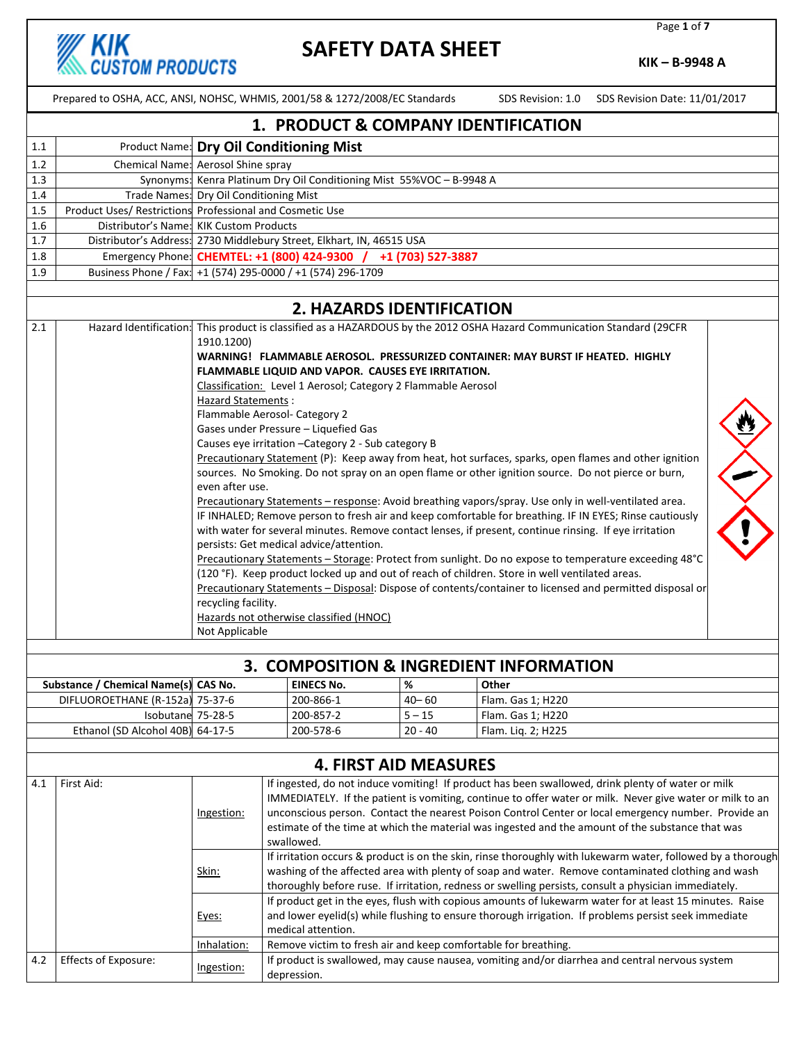KIK CUSTOM PRODUCTS

# SAFETY DATA SHEET

**KIK – B-9948 A**

Prepared to OSHA, ACC, ANSI, NOHSC, WHMIS, 2001/58 & 1272/2008/EC Standards     SDS Revision: 1.0     SDS Revision Date: 11/01/2017

## 1. PRODUCT & COMPANY IDENTIFICATION

| | | |
|---|---|---|
| 1.1 | Product Name: | **Dry Oil Conditioning Mist** |
| 1.2 | Chemical Name: | Aerosol Shine spray |
| 1.3 | Synonyms: | Kenra Platinum Dry Oil Conditioning Mist 55%VOC – B-9948 A |
| 1.4 | Trade Names: | Dry Oil Conditioning Mist |
| 1.5 | Product Uses/ Restrictions | Professional and Cosmetic Use |
| 1.6 | Distributor's Name: | KIK Custom Products |
| 1.7 | Distributor's Address: | 2730 Middlebury Street, Elkhart, IN, 46515 USA |
| 1.8 | Emergency Phone: | **CHEMTEL: +1 (800) 424-9300 / +1 (703) 527-3887** |
| 1.9 | Business Phone / Fax: | +1 (574) 295-0000 / +1 (574) 296-1709 |

## 2. HAZARDS IDENTIFICATION

2.1 Hazard Identification: This product is classified as a HAZARDOUS by the 2012 OSHA Hazard Communication Standard (29CFR 1910.1200)

**WARNING! FLAMMABLE AEROSOL. PRESSURIZED CONTAINER: MAY BURST IF HEATED. HIGHLY FLAMMABLE LIQUID AND VAPOR. CAUSES EYE IRRITATION.**

Classification: Level 1 Aerosol; Category 2 Flammable Aerosol

Hazard Statements :
Flammable Aerosol- Category 2
Gases under Pressure – Liquefied Gas
Causes eye irritation –Category 2 - Sub category B

Precautionary Statement (P): Keep away from heat, hot surfaces, sparks, open flames and other ignition sources. No Smoking. Do not spray on an open flame or other ignition source. Do not pierce or burn, even after use.

Precautionary Statements – response: Avoid breathing vapors/spray. Use only in well-ventilated area. IF INHALED; Remove person to fresh air and keep comfortable for breathing. IF IN EYES; Rinse cautiously with water for several minutes. Remove contact lenses, if present, continue rinsing. If eye irritation persists: Get medical advice/attention.

Precautionary Statements – Storage: Protect from sunlight. Do no expose to temperature exceeding 48°C (120 °F). Keep product locked up and out of reach of children. Store in well ventilated areas.

Precautionary Statements – Disposal: Dispose of contents/container to licensed and permitted disposal or recycling facility.

Hazards not otherwise classified (HNOC)
Not Applicable

## 3. COMPOSITION & INGREDIENT INFORMATION

| Substance / Chemical Name(s) | CAS No. | EINECS No. | % | Other |
|---|---|---|---|---|
| DIFLUOROETHANE (R-152a) | 75-37-6 | 200-866-1 | 40– 60 | Flam. Gas 1; H220 |
| Isobutane | 75-28-5 | 200-857-2 | 5 – 15 | Flam. Gas 1; H220 |
| Ethanol (SD Alcohol 40B) | 64-17-5 | 200-578-6 | 20 - 40 | Flam. Liq. 2; H225 |

## 4. FIRST AID MEASURES

| | | | |
|---|---|---|---|
| 4.1 | First Aid: | Ingestion: | If ingested, do not induce vomiting! If product has been swallowed, drink plenty of water or milk IMMEDIATELY. If the patient is vomiting, continue to offer water or milk. Never give water or milk to an unconscious person. Contact the nearest Poison Control Center or local emergency number. Provide an estimate of the time at which the material was ingested and the amount of the substance that was swallowed. |
| | | Skin: | If irritation occurs & product is on the skin, rinse thoroughly with lukewarm water, followed by a thorough washing of the affected area with plenty of soap and water. Remove contaminated clothing and wash thoroughly before ruse. If irritation, redness or swelling persists, consult a physician immediately. |
| | | Eyes: | If product get in the eyes, flush with copious amounts of lukewarm water for at least 15 minutes. Raise and lower eyelid(s) while flushing to ensure thorough irrigation. If problems persist seek immediate medical attention. |
| | | Inhalation: | Remove victim to fresh air and keep comfortable for breathing. |
| 4.2 | Effects of Exposure: | Ingestion: | If product is swallowed, may cause nausea, vomiting and/or diarrhea and central nervous system depression. |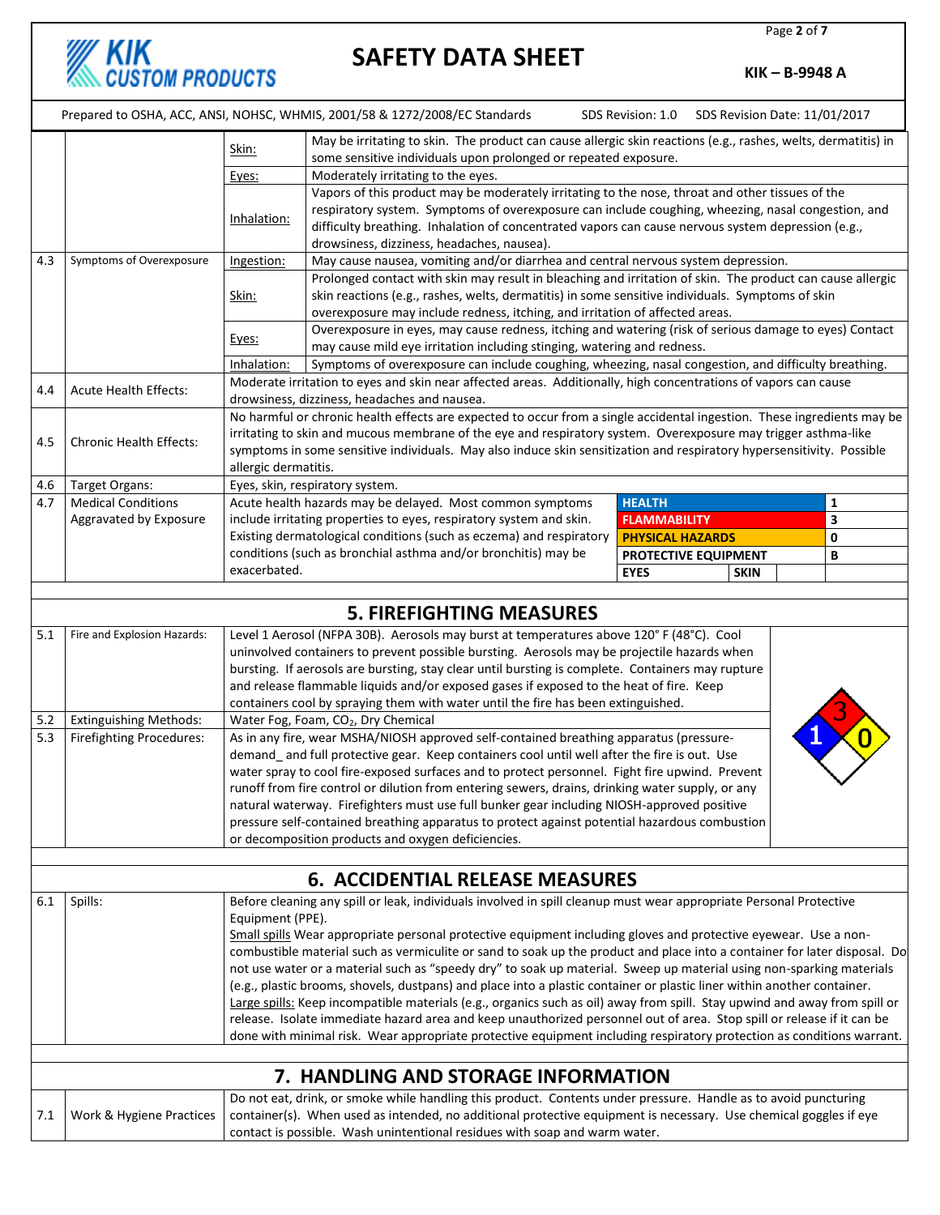| | | | |
|---|---|---|---|
| | | Skin: | May be irritating to skin. The product can cause allergic skin reactions (e.g., rashes, welts, dermatitis) in some sensitive individuals upon prolonged or repeated exposure. |
| | | Eyes: | Moderately irritating to the eyes. |
| | | Inhalation: | Vapors of this product may be moderately irritating to the nose, throat and other tissues of the respiratory system. Symptoms of overexposure can include coughing, wheezing, nasal congestion, and difficulty breathing. Inhalation of concentrated vapors can cause nervous system depression (e.g., drowsiness, dizziness, headaches, nausea). |
| 4.3 | Symptoms of Overexposure | Ingestion: | May cause nausea, vomiting and/or diarrhea and central nervous system depression. |
| | | Skin: | Prolonged contact with skin may result in bleaching and irritation of skin. The product can cause allergic skin reactions (e.g., rashes, welts, dermatitis) in some sensitive individuals. Symptoms of skin overexposure may include redness, itching, and irritation of affected areas. |
| | | Eyes: | Overexposure in eyes, may cause redness, itching and watering (risk of serious damage to eyes) Contact may cause mild eye irritation including stinging, watering and redness. |
| | | Inhalation: | Symptoms of overexposure can include coughing, wheezing, nasal congestion, and difficulty breathing. |
| 4.4 | Acute Health Effects: | Moderate irritation to eyes and skin near affected areas. Additionally, high concentrations of vapors can cause drowsiness, dizziness, headaches and nausea. | |
| 4.5 | Chronic Health Effects: | No harmful or chronic health effects are expected to occur from a single accidental ingestion. These ingredients may be irritating to skin and mucous membrane of the eye and respiratory system. Overexposure may trigger asthma-like symptoms in some sensitive individuals. May also induce skin sensitization and respiratory hypersensitivity. Possible allergic dermatitis. | |
| 4.6 | Target Organs: | Eyes, skin, respiratory system. | |
| 4.7 | Medical Conditions Aggravated by Exposure | Acute health hazards may be delayed. Most common symptoms include irritating properties to eyes, respiratory system and skin. Existing dermatological conditions (such as eczema) and respiratory conditions (such as bronchial asthma and/or bronchitis) may be exacerbated. | |

| | |
|---|---|
| HEALTH | 1 |
| FLAMMABILITY | 3 |
| PHYSICAL HAZARDS | 0 |
| PROTECTIVE EQUIPMENT | B |
| EYES / SKIN | |

## 5. FIREFIGHTING MEASURES

| | | |
|---|---|---|
| 5.1 | Fire and Explosion Hazards: | Level 1 Aerosol (NFPA 30B). Aerosols may burst at temperatures above 120° F (48°C). Cool uninvolved containers to prevent possible bursting. Aerosols may be projectile hazards when bursting. If aerosols are bursting, stay clear until bursting is complete. Containers may rupture and release flammable liquids and/or exposed gases if exposed to the heat of fire. Keep containers cool by spraying them with water until the fire has been extinguished. |
| 5.2 | Extinguishing Methods: | Water Fog, Foam, $CO_2$, Dry Chemical |
| 5.3 | Firefighting Procedures: | As in any fire, wear MSHA/NIOSH approved self-contained breathing apparatus (pressure-demand_ and full protective gear. Keep containers cool until well after the fire is out. Use water spray to cool fire-exposed surfaces and to protect personnel. Fight fire upwind. Prevent runoff from fire control or dilution from entering sewers, drains, drinking water supply, or any natural waterway. Firefighters must use full bunker gear including NIOSH-approved positive pressure self-contained breathing apparatus to protect against potential hazardous combustion or decomposition products and oxygen deficiencies. |

NFPA: Health 1, Flammability 3, Instability 0

## 6. ACCIDENTIAL RELEASE MEASURES

| | | |
|---|---|---|
| 6.1 | Spills: | Before cleaning any spill or leak, individuals involved in spill cleanup must wear appropriate Personal Protective Equipment (PPE).<br>Small spills Wear appropriate personal protective equipment including gloves and protective eyewear. Use a non-combustible material such as vermiculite or sand to soak up the product and place into a container for later disposal. Do not use water or a material such as "speedy dry" to soak up material. Sweep up material using non-sparking materials (e.g., plastic brooms, shovels, dustpans) and place into a plastic container or plastic liner within another container.<br>Large spills: Keep incompatible materials (e.g., organics such as oil) away from spill. Stay upwind and away from spill or release. Isolate immediate hazard area and keep unauthorized personnel out of area. Stop spill or release if it can be done with minimal risk. Wear appropriate protective equipment including respiratory protection as conditions warrant. |

## 7. HANDLING AND STORAGE INFORMATION

| | | |
|---|---|---|
| 7.1 | Work & Hygiene Practices | Do not eat, drink, or smoke while handling this product. Contents under pressure. Handle as to avoid puncturing container(s). When used as intended, no additional protective equipment is necessary. Use chemical goggles if eye contact is possible. Wash unintentional residues with soap and warm water. |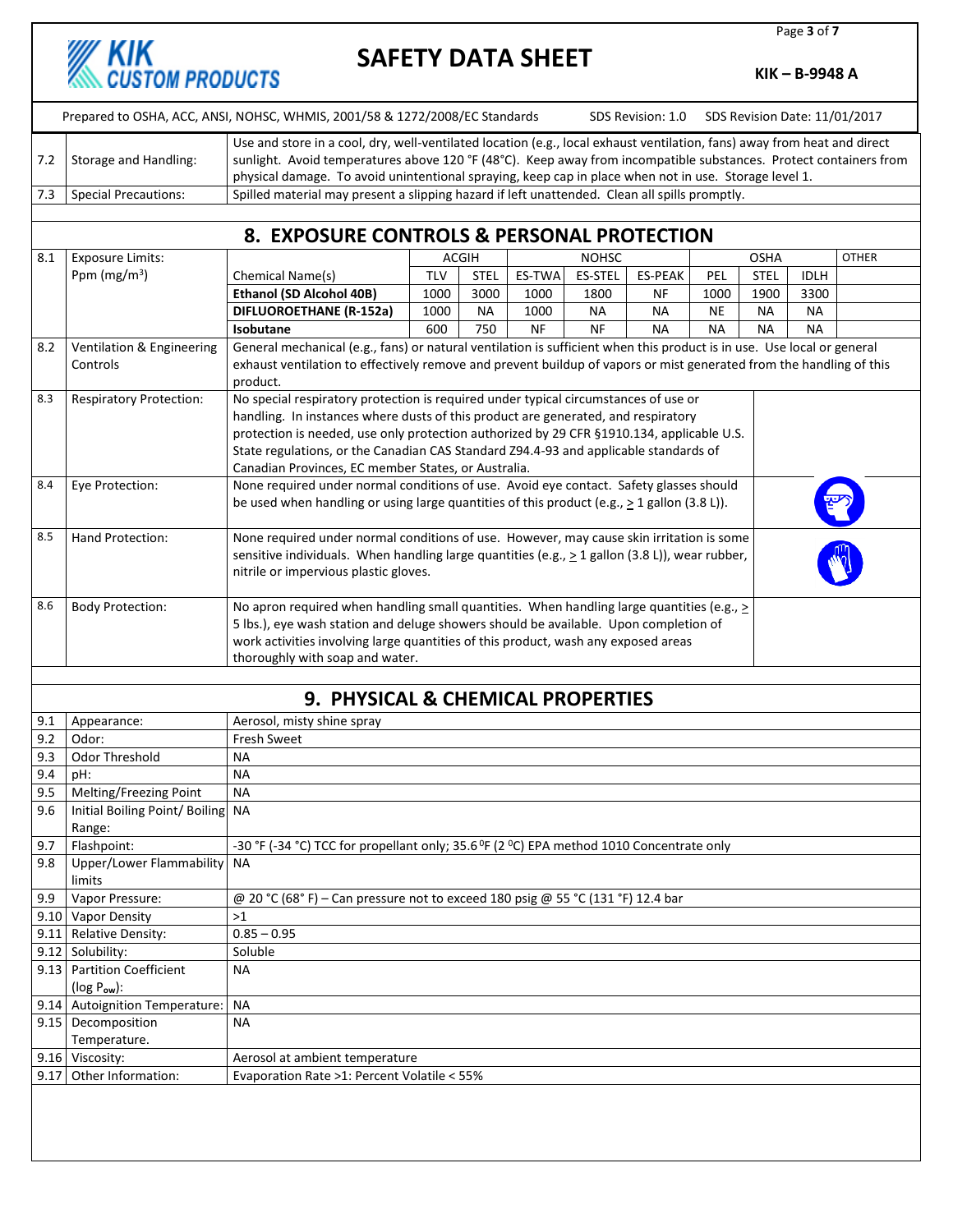| | | |
|---|---|---|
| 7.2 | Storage and Handling: | Use and store in a cool, dry, well-ventilated location (e.g., local exhaust ventilation, fans) away from heat and direct sunlight. Avoid temperatures above 120 °F (48°C). Keep away from incompatible substances. Protect containers from physical damage. To avoid unintentional spraying, keep cap in place when not in use. Storage level 1. |
| 7.3 | Special Precautions: | Spilled material may present a slipping hazard if left unattended. Clean all spills promptly. |

## 8. EXPOSURE CONTROLS & PERSONAL PROTECTION

| 8.1 | Exposure Limits: Ppm (mg/m³) | | ACGIH | | NOHSC | | | OSHA | | | OTHER |
|---|---|---|---|---|---|---|---|---|---|---|---|
| | | Chemical Name(s) | TLV | STEL | ES-TWA | ES-STEL | ES-PEAK | PEL | STEL | IDLH | |
| | | **Ethanol (SD Alcohol 40B)** | 1000 | 3000 | 1000 | 1800 | NF | 1000 | 1900 | 3300 | |
| | | **DIFLUOROETHANE (R-152a)** | 1000 | NA | 1000 | NA | NA | NE | NA | NA | |
| | | **Isobutane** | 600 | 750 | NF | NF | NA | NA | NA | NA | |

| | | |
|---|---|---|
| 8.2 | Ventilation & Engineering Controls | General mechanical (e.g., fans) or natural ventilation is sufficient when this product is in use. Use local or general exhaust ventilation to effectively remove and prevent buildup of vapors or mist generated from the handling of this product. |
| 8.3 | Respiratory Protection: | No special respiratory protection is required under typical circumstances of use or handling. In instances where dusts of this product are generated, and respiratory protection is needed, use only protection authorized by 29 CFR §1910.134, applicable U.S. State regulations, or the Canadian CAS Standard Z94.4-93 and applicable standards of Canadian Provinces, EC member States, or Australia. |
| 8.4 | Eye Protection: | None required under normal conditions of use. Avoid eye contact. Safety glasses should be used when handling or using large quantities of this product (e.g., ≥ 1 gallon (3.8 L)). |
| 8.5 | Hand Protection: | None required under normal conditions of use. However, may cause skin irritation is some sensitive individuals. When handling large quantities (e.g., ≥ 1 gallon (3.8 L)), wear rubber, nitrile or impervious plastic gloves. |
| 8.6 | Body Protection: | No apron required when handling small quantities. When handling large quantities (e.g., ≥ 5 lbs.), eye wash station and deluge showers should be available. Upon completion of work activities involving large quantities of this product, wash any exposed areas thoroughly with soap and water. |

## 9. PHYSICAL & CHEMICAL PROPERTIES

| | | |
|---|---|---|
| 9.1 | Appearance: | Aerosol, misty shine spray |
| 9.2 | Odor: | Fresh Sweet |
| 9.3 | Odor Threshold | NA |
| 9.4 | pH: | NA |
| 9.5 | Melting/Freezing Point | NA |
| 9.6 | Initial Boiling Point/ Boiling Range: | NA |
| 9.7 | Flashpoint: | -30 °F (-34 °C) TCC for propellant only; 35.6 °F (2 °C) EPA method 1010 Concentrate only |
| 9.8 | Upper/Lower Flammability limits | NA |
| 9.9 | Vapor Pressure: | @ 20 °C (68° F) – Can pressure not to exceed 180 psig @ 55 °C (131 °F) 12.4 bar |
| 9.10 | Vapor Density | >1 |
| 9.11 | Relative Density: | 0.85 – 0.95 |
| 9.12 | Solubility: | Soluble |
| 9.13 | Partition Coefficient (log $P_{ow}$): | NA |
| 9.14 | Autoignition Temperature: | NA |
| 9.15 | Decomposition Temperature. | NA |
| 9.16 | Viscosity: | Aerosol at ambient temperature |
| 9.17 | Other Information: | Evaporation Rate >1: Percent Volatile < 55% |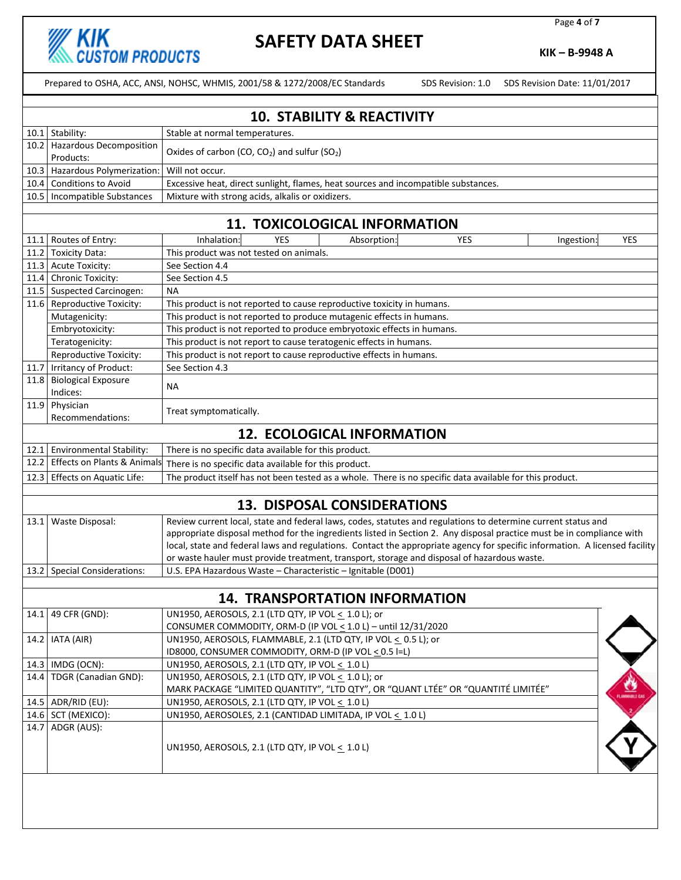## 10. STABILITY & REACTIVITY

| | | |
|---|---|---|
| 10.1 | Stability: | Stable at normal temperatures. |
| 10.2 | Hazardous Decomposition Products: | Oxides of carbon (CO, $CO_2$) and sulfur ($SO_2$) |
| 10.3 | Hazardous Polymerization: | Will not occur. |
| 10.4 | Conditions to Avoid | Excessive heat, direct sunlight, flames, heat sources and incompatible substances. |
| 10.5 | Incompatible Substances | Mixture with strong acids, alkalis or oxidizers. |

## 11. TOXICOLOGICAL INFORMATION

| | | | | | | | |
|---|---|---|---|---|---|---|---|
| 11.1 | Routes of Entry: | Inhalation: | YES | Absorption: | YES | Ingestion: | YES |
| 11.2 | Toxicity Data: | This product was not tested on animals. | | | | | |
| 11.3 | Acute Toxicity: | See Section 4.4 | | | | | |
| 11.4 | Chronic Toxicity: | See Section 4.5 | | | | | |
| 11.5 | Suspected Carcinogen: | NA | | | | | |
| 11.6 | Reproductive Toxicity: | This product is not reported to cause reproductive toxicity in humans. | | | | | |
| | Mutagenicity: | This product is not reported to produce mutagenic effects in humans. | | | | | |
| | Embryotoxicity: | This product is not reported to produce embryotoxic effects in humans. | | | | | |
| | Teratogenicity: | This product is not report to cause teratogenic effects in humans. | | | | | |
| | Reproductive Toxicity: | This product is not report to cause reproductive effects in humans. | | | | | |
| 11.7 | Irritancy of Product: | See Section 4.3 | | | | | |
| 11.8 | Biological Exposure Indices: | NA | | | | | |
| 11.9 | Physician Recommendations: | Treat symptomatically. | | | | | |

## 12. ECOLOGICAL INFORMATION

| | | |
|---|---|---|
| 12.1 | Environmental Stability: | There is no specific data available for this product. |
| 12.2 | Effects on Plants & Animals | There is no specific data available for this product. |
| 12.3 | Effects on Aquatic Life: | The product itself has not been tested as a whole. There is no specific data available for this product. |

## 13. DISPOSAL CONSIDERATIONS

| | | |
|---|---|---|
| 13.1 | Waste Disposal: | Review current local, state and federal laws, codes, statutes and regulations to determine current status and appropriate disposal method for the ingredients listed in Section 2. Any disposal practice must be in compliance with local, state and federal laws and regulations. Contact the appropriate agency for specific information. A licensed facility or waste hauler must provide treatment, transport, storage and disposal of hazardous waste. |
| 13.2 | Special Considerations: | U.S. EPA Hazardous Waste – Characteristic – Ignitable (D001) |

## 14. TRANSPORTATION INFORMATION

| | | |
|---|---|---|
| 14.1 | 49 CFR (GND): | UN1950, AEROSOLS, 2.1 (LTD QTY, IP VOL ≤ 1.0 L); or<br>CONSUMER COMMODITY, ORM-D (IP VOL ≤ 1.0 L) – until 12/31/2020 |
| 14.2 | IATA (AIR) | UN1950, AEROSOLS, FLAMMABLE, 2.1 (LTD QTY, IP VOL ≤ 0.5 L); or<br>ID8000, CONSUMER COMMODITY, ORM-D (IP VOL ≤ 0.5 l=L) |
| 14.3 | IMDG (OCN): | UN1950, AEROSOLS, 2.1 (LTD QTY, IP VOL ≤ 1.0 L) |
| 14.4 | TDGR (Canadian GND): | UN1950, AEROSOLS, 2.1 (LTD QTY, IP VOL ≤ 1.0 L); or<br>MARK PACKAGE "LIMITED QUANTITY", "LTD QTY", OR "QUANT LTÉE" OR "QUANTITÉ LIMITÉE" |
| 14.5 | ADR/RID (EU): | UN1950, AEROSOLS, 2.1 (LTD QTY, IP VOL ≤ 1.0 L) |
| 14.6 | SCT (MEXICO): | UN1950, AEROSOLES, 2.1 (CANTIDAD LIMITADA, IP VOL ≤ 1.0 L) |
| 14.7 | ADGR (AUS): | UN1950, AEROSOLS, 2.1 (LTD QTY, IP VOL ≤ 1.0 L) |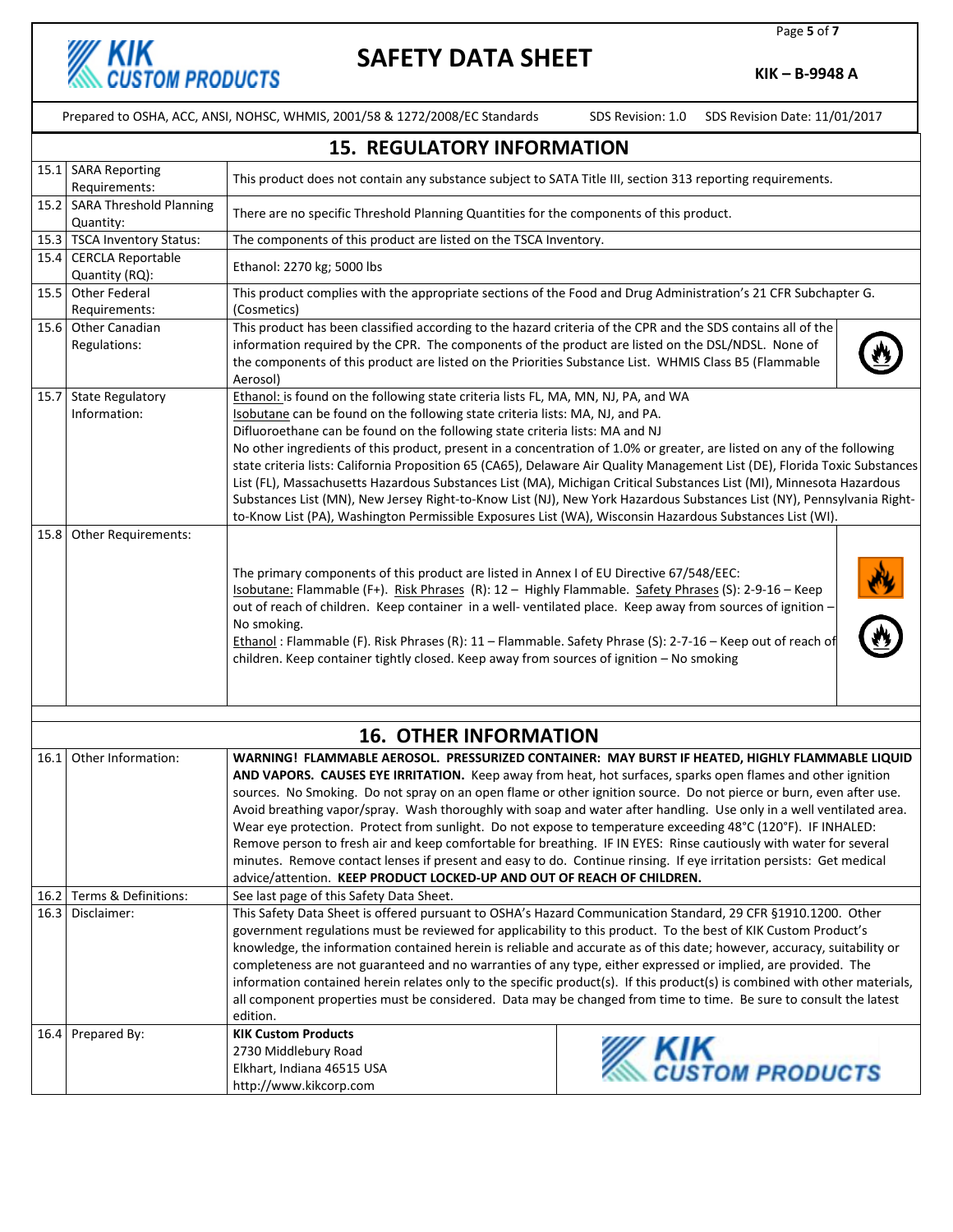## 15. REGULATORY INFORMATION

| | | |
|---|---|---|
| 15.1 | SARA Reporting Requirements: | This product does not contain any substance subject to SATA Title III, section 313 reporting requirements. |
| 15.2 | SARA Threshold Planning Quantity: | There are no specific Threshold Planning Quantities for the components of this product. |
| 15.3 | TSCA Inventory Status: | The components of this product are listed on the TSCA Inventory. |
| 15.4 | CERCLA Reportable Quantity (RQ): | Ethanol: 2270 kg; 5000 lbs |
| 15.5 | Other Federal Requirements: | This product complies with the appropriate sections of the Food and Drug Administration's 21 CFR Subchapter G. (Cosmetics) |
| 15.6 | Other Canadian Regulations: | This product has been classified according to the hazard criteria of the CPR and the SDS contains all of the information required by the CPR. The components of the product are listed on the DSL/NDSL. None of the components of this product are listed on the Priorities Substance List. WHMIS Class B5 (Flammable Aerosol) |
| 15.7 | State Regulatory Information: | Ethanol: is found on the following state criteria lists FL, MA, MN, NJ, PA, and WA<br>Isobutane can be found on the following state criteria lists: MA, NJ, and PA.<br>Difluoroethane can be found on the following state criteria lists: MA and NJ<br>No other ingredients of this product, present in a concentration of 1.0% or greater, are listed on any of the following state criteria lists: California Proposition 65 (CA65), Delaware Air Quality Management List (DE), Florida Toxic Substances List (FL), Massachusetts Hazardous Substances List (MA), Michigan Critical Substances List (MI), Minnesota Hazardous Substances List (MN), New Jersey Right-to-Know List (NJ), New York Hazardous Substances List (NY), Pennsylvania Right-to-Know List (PA), Washington Permissible Exposures List (WA), Wisconsin Hazardous Substances List (WI). |
| 15.8 | Other Requirements: | The primary components of this product are listed in Annex I of EU Directive 67/548/EEC:<br>Isobutane: Flammable (F+). Risk Phrases (R): 12 – Highly Flammable. Safety Phrases (S): 2-9-16 – Keep out of reach of children. Keep container in a well- ventilated place. Keep away from sources of ignition – No smoking.<br>Ethanol : Flammable (F). Risk Phrases (R): 11 – Flammable. Safety Phrase (S): 2-7-16 – Keep out of reach of children. Keep container tightly closed. Keep away from sources of ignition – No smoking |

## 16. OTHER INFORMATION

| | | |
|---|---|---|
| 16.1 | Other Information: | **WARNING! FLAMMABLE AEROSOL. PRESSURIZED CONTAINER: MAY BURST IF HEATED, HIGHLY FLAMMABLE LIQUID AND VAPORS. CAUSES EYE IRRITATION.** Keep away from heat, hot surfaces, sparks open flames and other ignition sources. No Smoking. Do not spray on an open flame or other ignition source. Do not pierce or burn, even after use. Avoid breathing vapor/spray. Wash thoroughly with soap and water after handling. Use only in a well ventilated area. Wear eye protection. Protect from sunlight. Do not expose to temperature exceeding 48°C (120°F). IF INHALED: Remove person to fresh air and keep comfortable for breathing. IF IN EYES: Rinse cautiously with water for several minutes. Remove contact lenses if present and easy to do. Continue rinsing. If eye irritation persists: Get medical advice/attention. **KEEP PRODUCT LOCKED-UP AND OUT OF REACH OF CHILDREN.** |
| 16.2 | Terms & Definitions: | See last page of this Safety Data Sheet. |
| 16.3 | Disclaimer: | This Safety Data Sheet is offered pursuant to OSHA's Hazard Communication Standard, 29 CFR §1910.1200. Other government regulations must be reviewed for applicability to this product. To the best of KIK Custom Product's knowledge, the information contained herein is reliable and accurate as of this date; however, accuracy, suitability or completeness are not guaranteed and no warranties of any type, either expressed or implied, are provided. The information contained herein relates only to the specific product(s). If this product(s) is combined with other materials, all component properties must be considered. Data may be changed from time to time. Be sure to consult the latest edition. |
| 16.4 | Prepared By: | **KIK Custom Products**<br>2730 Middlebury Road<br>Elkhart, Indiana 46515 USA<br>http://www.kikcorp.com |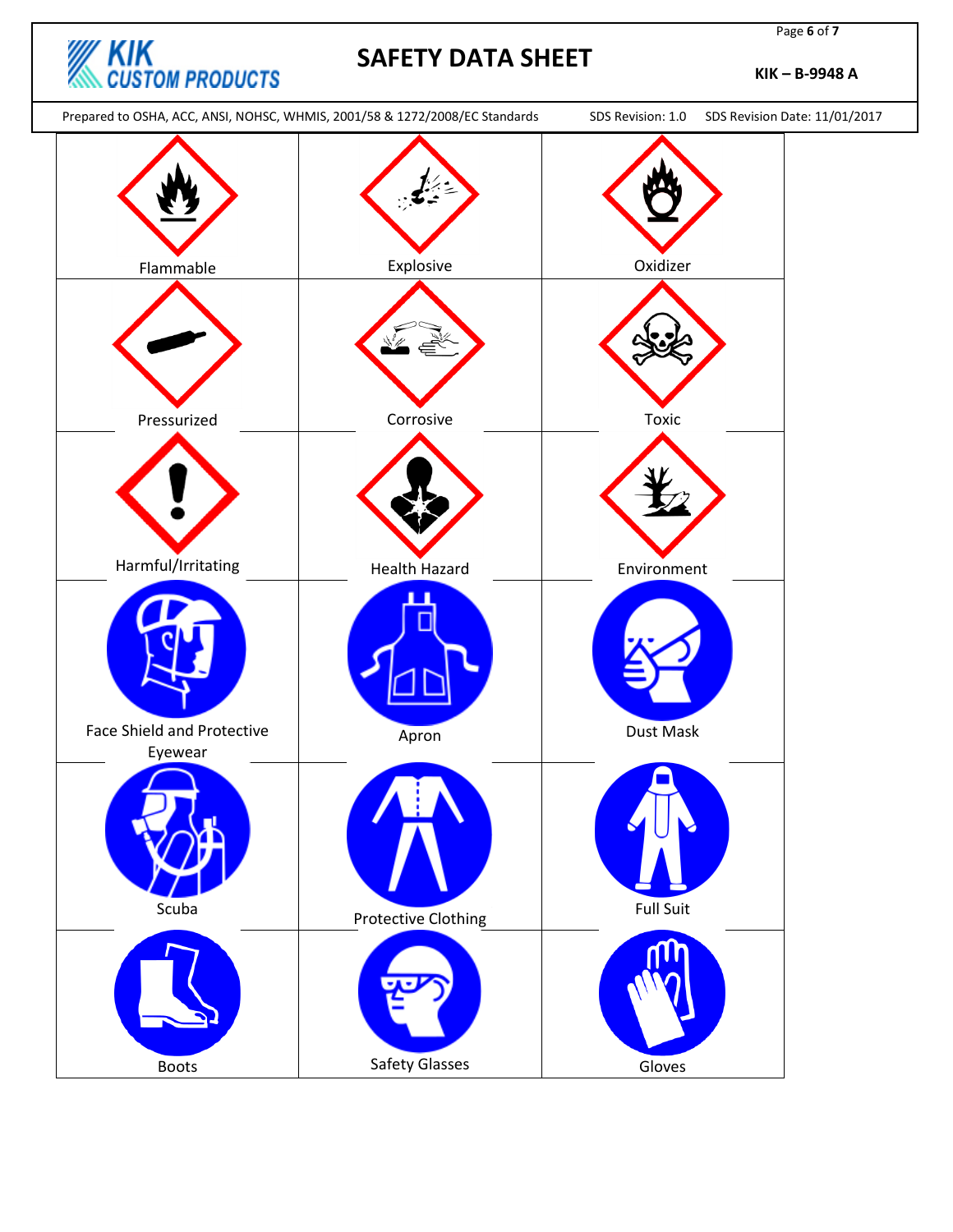| | | |
|---|---|---|
| Flammable | Explosive | Oxidizer |
| Pressurized | Corrosive | Toxic |
| Harmful/Irritating | Health Hazard | Environment |
| Face Shield and Protective Eyewear | Apron | Dust Mask |
| Scuba | Protective Clothing | Full Suit |
| Boots | Safety Glasses | Gloves |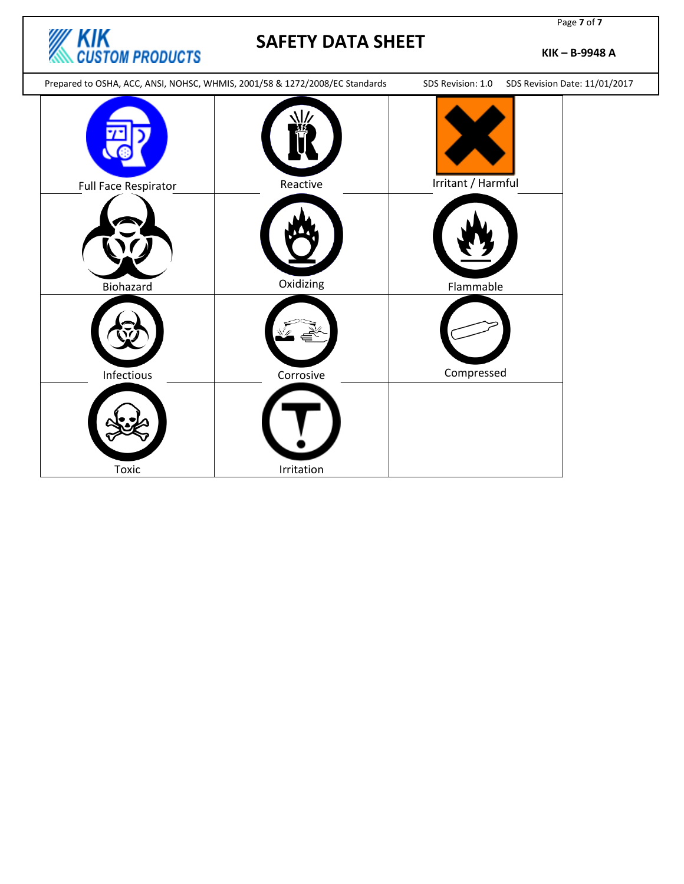| | | |
|---|---|---|
| Full Face Respirator | Reactive | Irritant / Harmful |
| Biohazard | Oxidizing | Flammable |
| Infectious | Corrosive | Compressed |
| Toxic | Irritation | |